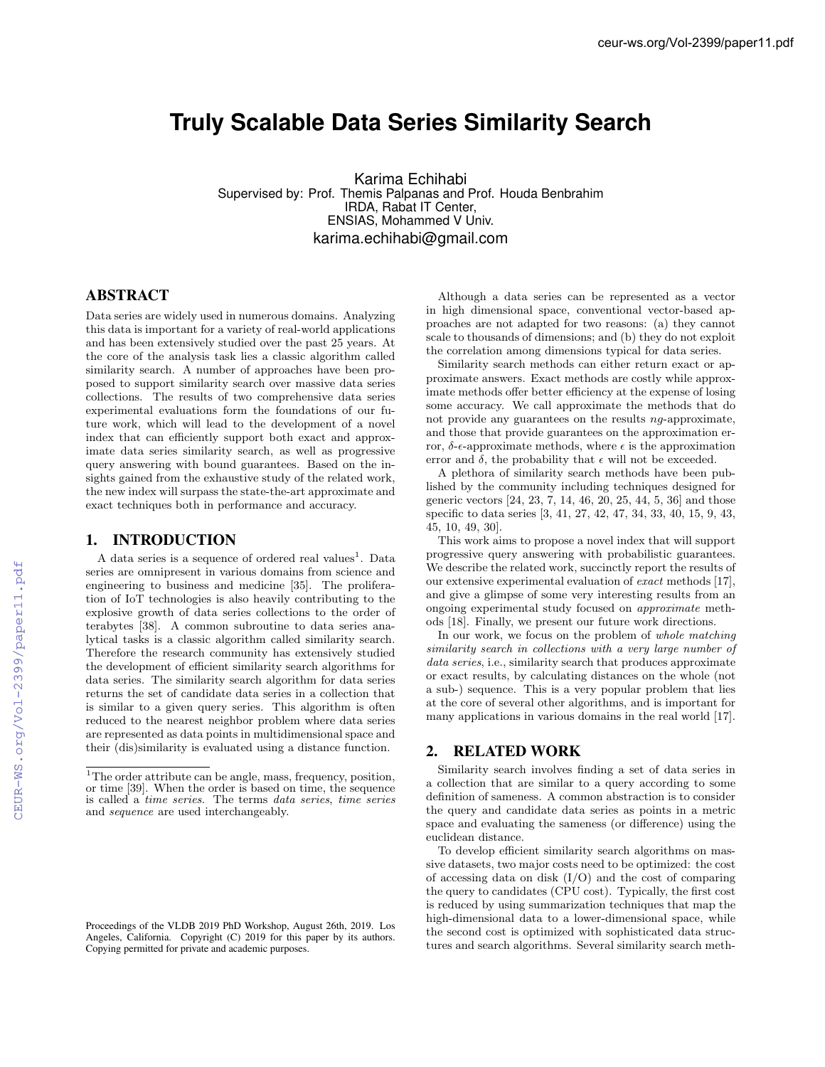# Truly Scalable Data Series Similarity Search

Karima Echihabi
Supervised by: Prof. Themis Palpanas and Prof. Houda Benbrahim
IRDA, Rabat IT Center,
ENSIAS, Mohammed V Univ.
karima.echihabi@gmail.com

## ABSTRACT

Data series are widely used in numerous domains. Analyzing this data is important for a variety of real-world applications and has been extensively studied over the past 25 years. At the core of the analysis task lies a classic algorithm called similarity search. A number of approaches have been proposed to support similarity search over massive data series collections. The results of two comprehensive data series experimental evaluations form the foundations of our future work, which will lead to the development of a novel index that can efficiently support both exact and approximate data series similarity search, as well as progressive query answering with bound guarantees. Based on the insights gained from the exhaustive study of the related work, the new index will surpass the state-the-art approximate and exact techniques both in performance and accuracy.

## 1. INTRODUCTION

A data series is a sequence of ordered real values[1]. Data series are omnipresent in various domains from science and engineering to business and medicine [35]. The proliferation of IoT technologies is also heavily contributing to the explosive growth of data series collections to the order of terabytes [38]. A common subroutine to data series analytical tasks is a classic algorithm called similarity search. Therefore the research community has extensively studied the development of efficient similarity search algorithms for data series. The similarity search algorithm for data series returns the set of candidate data series in a collection that is similar to a given query series. This algorithm is often reduced to the nearest neighbor problem where data series are represented as data points in multidimensional space and their (dis)similarity is evaluated using a distance function.

[1]The order attribute can be angle, mass, frequency, position, or time [39]. When the order is based on time, the sequence is called a *time series*. The terms *data series*, *time series* and *sequence* are used interchangeably.

Proceedings of the VLDB 2019 PhD Workshop, August 26th, 2019. Los Angeles, California. Copyright (C) 2019 for this paper by its authors. Copying permitted for private and academic purposes.

Although a data series can be represented as a vector in high dimensional space, conventional vector-based approaches are not adapted for two reasons: (a) they cannot scale to thousands of dimensions; and (b) they do not exploit the correlation among dimensions typical for data series.

Similarity search methods can either return exact or approximate answers. Exact methods are costly while approximate methods offer better efficiency at the expense of losing some accuracy. We call approximate the methods that do not provide any guarantees on the results *ng*-approximate, and those that provide guarantees on the approximation error, $\delta$-$\epsilon$-approximate methods, where $\epsilon$ is the approximation error and $\delta$, the probability that $\epsilon$ will not be exceeded.

A plethora of similarity search methods have been published by the community including techniques designed for generic vectors [24, 23, 7, 14, 46, 20, 25, 44, 5, 36] and those specific to data series [3, 41, 27, 42, 47, 34, 33, 40, 15, 9, 43, 45, 10, 49, 30].

This work aims to propose a novel index that will support progressive query answering with probabilistic guarantees. We describe the related work, succinctly report the results of our extensive experimental evaluation of *exact* methods [17], and give a glimpse of some very interesting results from an ongoing experimental study focused on *approximate* methods [18]. Finally, we present our future work directions.

In our work, we focus on the problem of *whole matching similarity search in collections with a very large number of data series*, i.e., similarity search that produces approximate or exact results, by calculating distances on the whole (not a sub-) sequence. This is a very popular problem that lies at the core of several other algorithms, and is important for many applications in various domains in the real world [17].

## 2. RELATED WORK

Similarity search involves finding a set of data series in a collection that are similar to a query according to some definition of sameness. A common abstraction is to consider the query and candidate data series as points in a metric space and evaluating the sameness (or difference) using the euclidean distance.

To develop efficient similarity search algorithms on massive datasets, two major costs need to be optimized: the cost of accessing data on disk (I/O) and the cost of comparing the query to candidates (CPU cost). Typically, the first cost is reduced by using summarization techniques that map the high-dimensional data to a lower-dimensional space, while the second cost is optimized with sophisticated data structures and search algorithms. Several similarity search meth-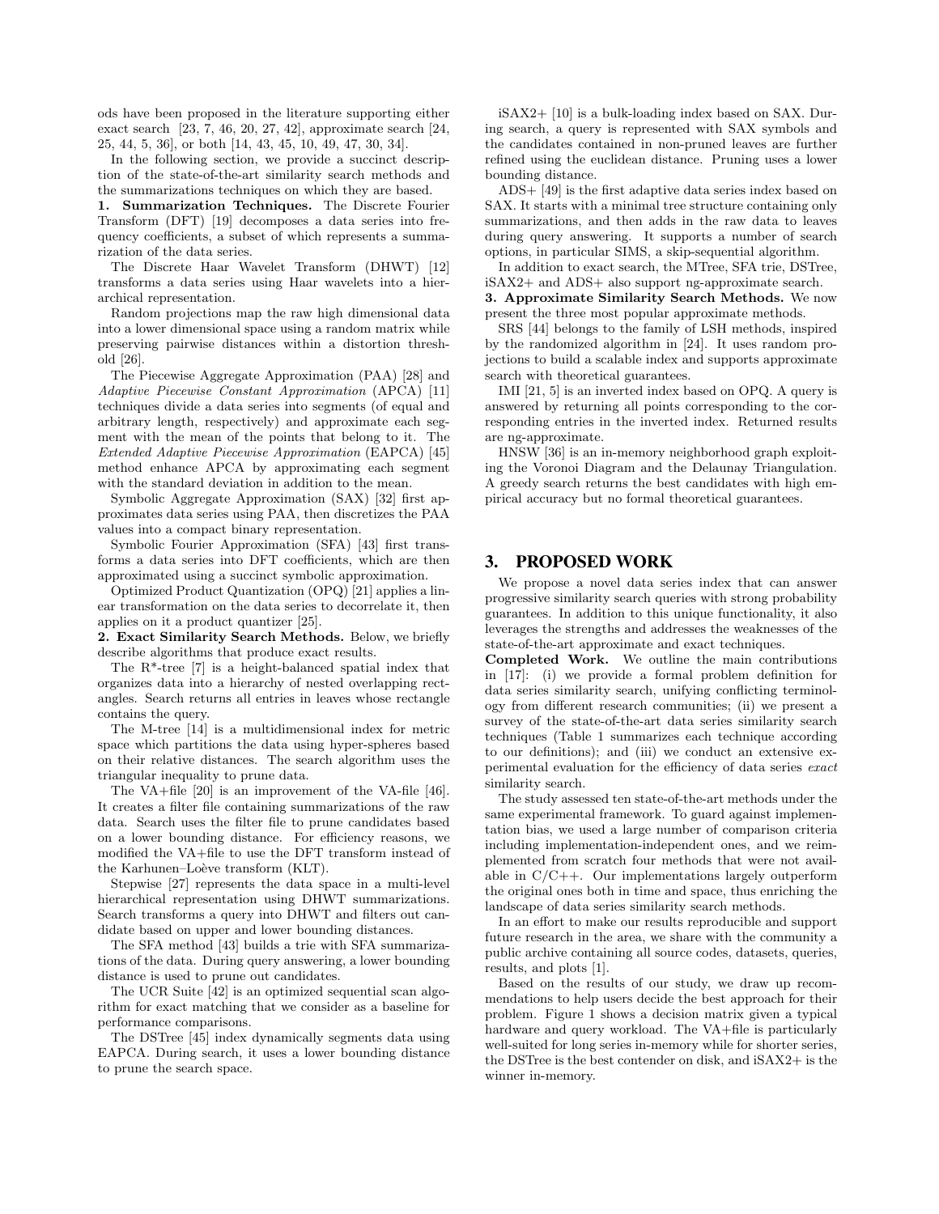ods have been proposed in the literature supporting either exact search [23, 7, 46, 20, 27, 42], approximate search [24, 25, 44, 5, 36], or both [14, 43, 45, 10, 49, 47, 30, 34].

In the following section, we provide a succinct description of the state-of-the-art similarity search methods and the summarizations techniques on which they are based.

**1. Summarization Techniques.** The Discrete Fourier Transform (DFT) [19] decomposes a data series into frequency coefficients, a subset of which represents a summarization of the data series.

The Discrete Haar Wavelet Transform (DHWT) [12] transforms a data series using Haar wavelets into a hierarchical representation.

Random projections map the raw high dimensional data into a lower dimensional space using a random matrix while preserving pairwise distances within a distortion threshold [26].

The Piecewise Aggregate Approximation (PAA) [28] and *Adaptive Piecewise Constant Approximation* (APCA) [11] techniques divide a data series into segments (of equal and arbitrary length, respectively) and approximate each segment with the mean of the points that belong to it. The *Extended Adaptive Piecewise Approximation* (EAPCA) [45] method enhance APCA by approximating each segment with the standard deviation in addition to the mean.

Symbolic Aggregate Approximation (SAX) [32] first approximates data series using PAA, then discretizes the PAA values into a compact binary representation.

Symbolic Fourier Approximation (SFA) [43] first transforms a data series into DFT coefficients, which are then approximated using a succinct symbolic approximation.

Optimized Product Quantization (OPQ) [21] applies a linear transformation on the data series to decorrelate it, then applies on it a product quantizer [25].

**2. Exact Similarity Search Methods.** Below, we briefly describe algorithms that produce exact results.

The R*-tree [7] is a height-balanced spatial index that organizes data into a hierarchy of nested overlapping rectangles. Search returns all entries in leaves whose rectangle contains the query.

The M-tree [14] is a multidimensional index for metric space which partitions the data using hyper-spheres based on their relative distances. The search algorithm uses the triangular inequality to prune data.

The VA+file [20] is an improvement of the VA-file [46]. It creates a filter file containing summarizations of the raw data. Search uses the filter file to prune candidates based on a lower bounding distance. For efficiency reasons, we modified the VA+file to use the DFT transform instead of the Karhunen–Loève transform (KLT).

Stepwise [27] represents the data space in a multi-level hierarchical representation using DHWT summarizations. Search transforms a query into DHWT and filters out candidate based on upper and lower bounding distances.

The SFA method [43] builds a trie with SFA summarizations of the data. During query answering, a lower bounding distance is used to prune out candidates.

The UCR Suite [42] is an optimized sequential scan algorithm for exact matching that we consider as a baseline for performance comparisons.

The DSTree [45] index dynamically segments data using EAPCA. During search, it uses a lower bounding distance to prune the search space.

iSAX2+ [10] is a bulk-loading index based on SAX. During search, a query is represented with SAX symbols and the candidates contained in non-pruned leaves are further refined using the euclidean distance. Pruning uses a lower bounding distance.

ADS+ [49] is the first adaptive data series index based on SAX. It starts with a minimal tree structure containing only summarizations, and then adds in the raw data to leaves during query answering. It supports a number of search options, in particular SIMS, a skip-sequential algorithm.

In addition to exact search, the MTree, SFA trie, DSTree, iSAX2+ and ADS+ also support ng-approximate search.

**3. Approximate Similarity Search Methods.** We now present the three most popular approximate methods.

SRS [44] belongs to the family of LSH methods, inspired by the randomized algorithm in [24]. It uses random projections to build a scalable index and supports approximate search with theoretical guarantees.

IMI [21, 5] is an inverted index based on OPQ. A query is answered by returning all points corresponding to the corresponding entries in the inverted index. Returned results are ng-approximate.

HNSW [36] is an in-memory neighborhood graph exploiting the Voronoi Diagram and the Delaunay Triangulation. A greedy search returns the best candidates with high empirical accuracy but no formal theoretical guarantees.

## 3. PROPOSED WORK

We propose a novel data series index that can answer progressive similarity search queries with strong probability guarantees. In addition to this unique functionality, it also leverages the strengths and addresses the weaknesses of the state-of-the-art approximate and exact techniques.

**Completed Work.** We outline the main contributions in [17]: (i) we provide a formal problem definition for data series similarity search, unifying conflicting terminology from different research communities; (ii) we present a survey of the state-of-the-art data series similarity search techniques (Table 1 summarizes each technique according to our definitions); and (iii) we conduct an extensive experimental evaluation for the efficiency of data series *exact* similarity search.

The study assessed ten state-of-the-art methods under the same experimental framework. To guard against implementation bias, we used a large number of comparison criteria including implementation-independent ones, and we reimplemented from scratch four methods that were not available in C/C++. Our implementations largely outperform the original ones both in time and space, thus enriching the landscape of data series similarity search methods.

In an effort to make our results reproducible and support future research in the area, we share with the community a public archive containing all source codes, datasets, queries, results, and plots [1].

Based on the results of our study, we draw up recommendations to help users decide the best approach for their problem. Figure 1 shows a decision matrix given a typical hardware and query workload. The VA+file is particularly well-suited for long series in-memory while for shorter series, the DSTree is the best contender on disk, and iSAX2+ is the winner in-memory.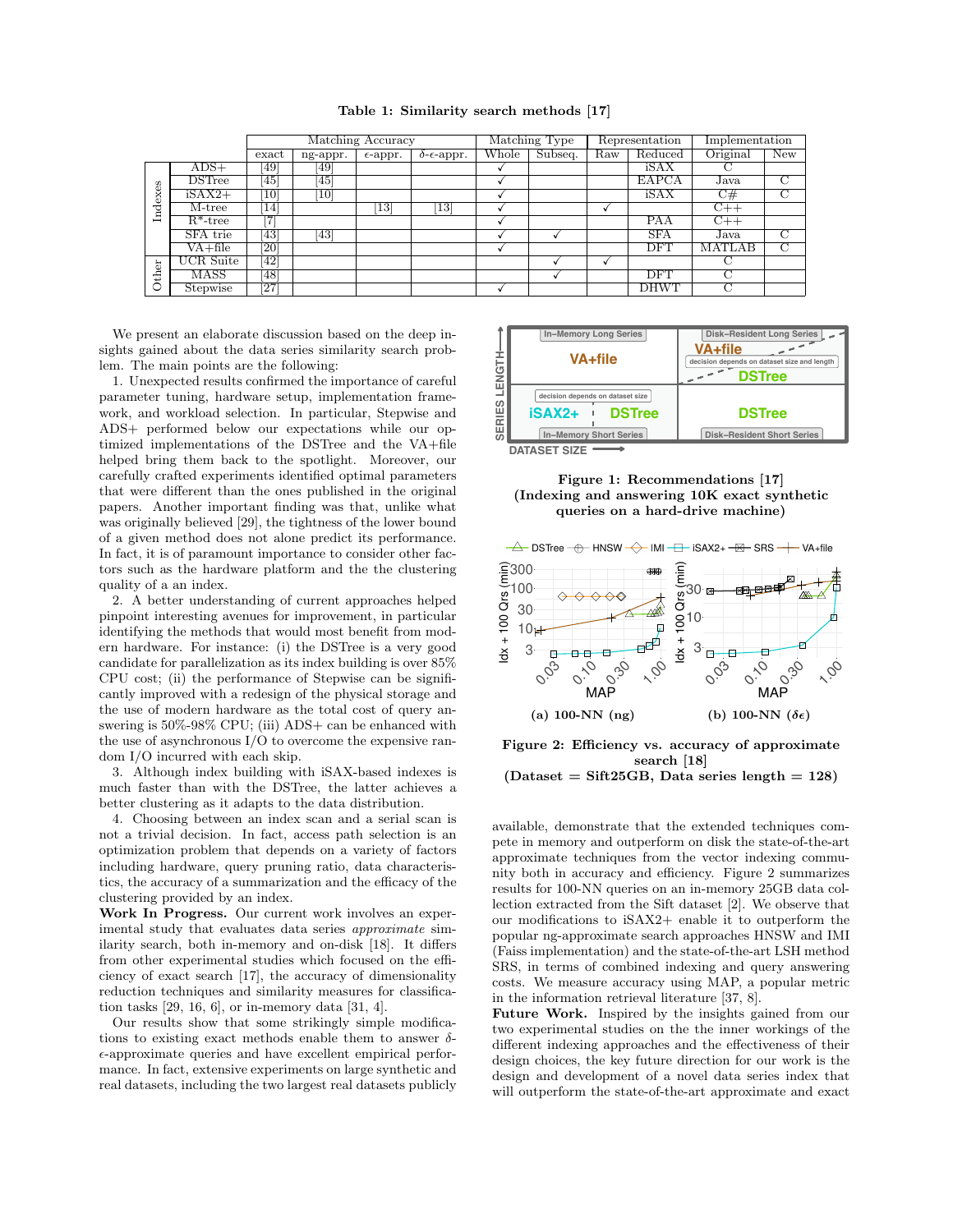**Table 1: Similarity search methods [17]**

| | | Matching Accuracy | | | | Matching Type | | Representation | | Implementation | |
|---|---|---|---|---|---|---|---|---|---|---|---|
| | | exact | ng-appr. | $\epsilon$-appr. | $\delta$-$\epsilon$-appr. | Whole | Subseq. | Raw | Reduced | Original | New |
| Indexes | ADS+ | [49] | [49] | | | ✓ | | | iSAX | C | |
| | DSTree | [45] | [45] | | | ✓ | | | EAPCA | Java | C |
| | iSAX2+ | [10] | [10] | | | ✓ | | | iSAX | C# | C |
| | M-tree | [14] | | [13] | [13] | ✓ | | ✓ | | C++ | |
| | R*-tree | [7] | | | | ✓ | | | PAA | C++ | |
| | SFA trie | [43] | [43] | | | ✓ | ✓ | | SFA | Java | C |
| | VA+file | [20] | | | | ✓ | | | DFT | MATLAB | C |
| Other | UCR Suite | [42] | | | | | ✓ | ✓ | | C | |
| | MASS | [48] | | | | | ✓ | | DFT | C | |
| | Stepwise | [27] | | | | ✓ | | | DHWT | C | |

We present an elaborate discussion based on the deep insights gained about the data series similarity search problem. The main points are the following:

1. Unexpected results confirmed the importance of careful parameter tuning, hardware setup, implementation framework, and workload selection. In particular, Stepwise and ADS+ performed below our expectations while our optimized implementations of the DSTree and the VA+file helped bring them back to the spotlight. Moreover, our carefully crafted experiments identified optimal parameters that were different than the ones published in the original papers. Another important finding was that, unlike what was originally believed [29], the tightness of the lower bound of a given method does not alone predict its performance. In fact, it is of paramount importance to consider other factors such as the hardware platform and the the clustering quality of a an index.

2. A better understanding of current approaches helped pinpoint interesting avenues for improvement, in particular identifying the methods that would most benefit from modern hardware. For instance: (i) the DSTree is a very good candidate for parallelization as its index building is over 85% CPU cost; (ii) the performance of Stepwise can be significantly improved with a redesign of the physical storage and the use of modern hardware as the total cost of query answering is 50%-98% CPU; (iii) ADS+ can be enhanced with the use of asynchronous I/O to overcome the expensive random I/O incurred with each skip.

3. Although index building with iSAX-based indexes is much faster than with the DSTree, the latter achieves a better clustering as it adapts to the data distribution.

4. Choosing between an index scan and a serial scan is not a trivial decision. In fact, access path selection is an optimization problem that depends on a variety of factors including hardware, query pruning ratio, data characteristics, the accuracy of a summarization and the efficacy of the clustering provided by an index.

**Work In Progress.** Our current work involves an experimental study that evaluates data series *approximate* similarity search, both in-memory and on-disk [18]. It differs from other experimental studies which focused on the efficiency of exact search [17], the accuracy of dimensionality reduction techniques and similarity measures for classification tasks [29, 16, 6], or in-memory data [31, 4].

Our results show that some strikingly simple modifications to existing exact methods enable them to answer $\delta$-$\epsilon$-approximate queries and have excellent empirical performance. In fact, extensive experiments on large synthetic and real datasets, including the two largest real datasets publicly available, demonstrate that the extended techniques compete in memory and outperform on disk the state-of-the-art approximate techniques from the vector indexing community both in accuracy and efficiency. Figure 2 summarizes results for 100-NN queries on an in-memory 25GB data collection extracted from the Sift dataset [2]. We observe that our modifications to iSAX2+ enable it to outperform the popular ng-approximate search approaches HNSW and IMI (Faiss implementation) and the state-of-the-art LSH method SRS, in terms of combined indexing and query answering costs. We measure accuracy using MAP, a popular metric in the information retrieval literature [37, 8].

**Figure 1: Recommendations [17] (Indexing and answering 10K exact synthetic queries on a hard-drive machine)**

(a) 100-NN (ng) (b) 100-NN ($\delta\epsilon$)

**Figure 2: Efficiency vs. accuracy of approximate search [18] (Dataset = Sift25GB, Data series length = 128)**

**Future Work.** Inspired by the insights gained from our two experimental studies on the the inner workings of the different indexing approaches and the effectiveness of their design choices, the key future direction for our work is the design and development of a novel data series index that will outperform the state-of-the-art approximate and exact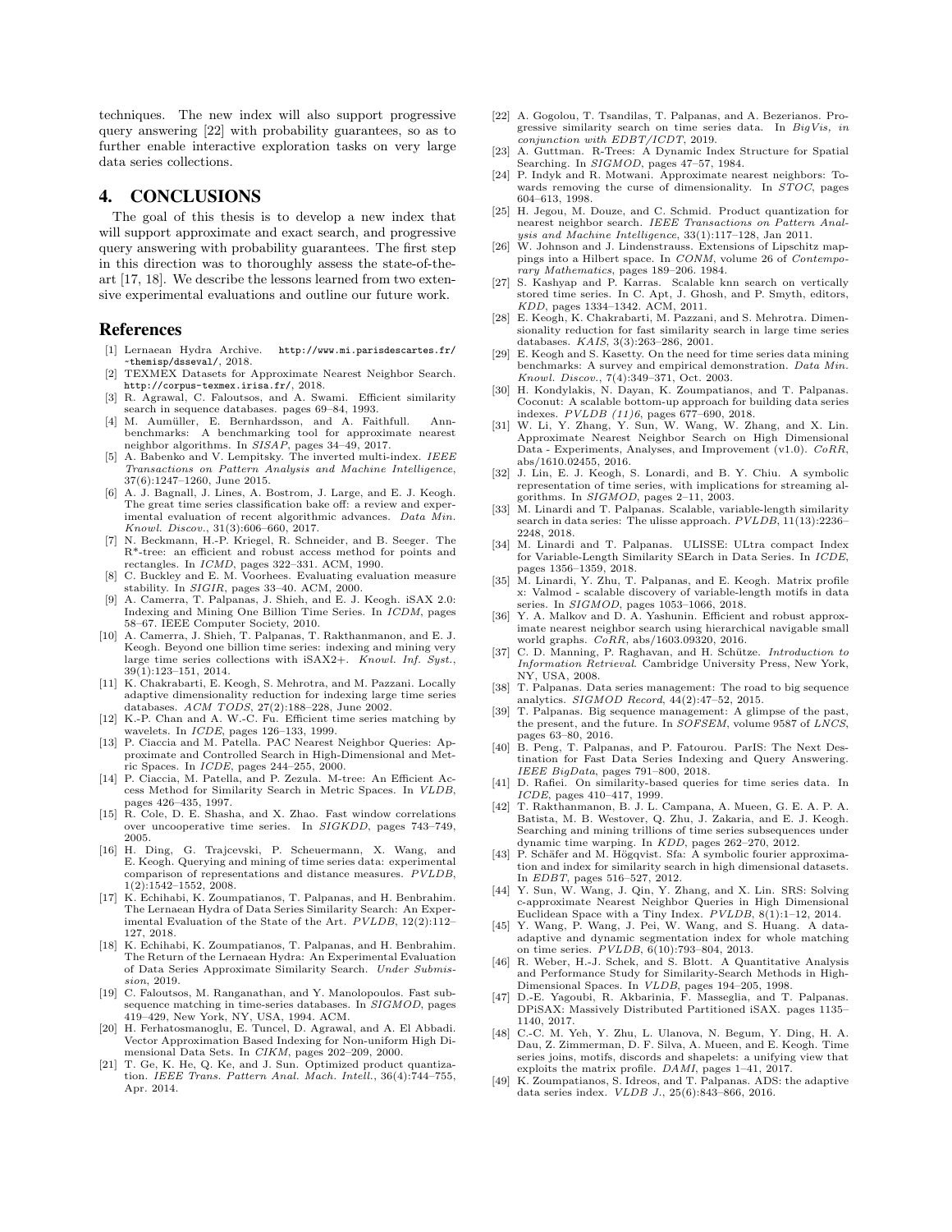techniques. The new index will also support progressive query answering [22] with probability guarantees, so as to further enable interactive exploration tasks on very large data series collections.

## 4. CONCLUSIONS

The goal of this thesis is to develop a new index that will support approximate and exact search, and progressive query answering with probability guarantees. The first step in this direction was to thoroughly assess the state-of-the-art [17, 18]. We describe the lessons learned from two extensive experimental evaluations and outline our future work.

## References

- [1] Lernaean Hydra Archive. http://www.mi.parisdescartes.fr/~themisp/dsseval/, 2018.
- [2] TEXMEX Datasets for Approximate Nearest Neighbor Search. http://corpus-texmex.irisa.fr/, 2018.
- [3] R. Agrawal, C. Faloutsos, and A. Swami. Efficient similarity search in sequence databases. pages 69–84, 1993.
- [4] M. Aumüller, E. Bernhardsson, and A. Faithfull. Ann-benchmarks: A benchmarking tool for approximate nearest neighbor algorithms. In *SISAP*, pages 34–49, 2017.
- [5] A. Babenko and V. Lempitsky. The inverted multi-index. *IEEE Transactions on Pattern Analysis and Machine Intelligence*, 37(6):1247–1260, June 2015.
- [6] A. J. Bagnall, J. Lines, A. Bostrom, J. Large, and E. J. Keogh. The great time series classification bake off: a review and experimental evaluation of recent algorithmic advances. *Data Min. Knowl. Discov.*, 31(3):606–660, 2017.
- [7] N. Beckmann, H.-P. Kriegel, R. Schneider, and B. Seeger. The R*-tree: an efficient and robust access method for points and rectangles. In *ICMD*, pages 322–331. ACM, 1990.
- [8] C. Buckley and E. M. Voorhees. Evaluating evaluation measure stability. In *SIGIR*, pages 33–40. ACM, 2000.
- [9] A. Camerra, T. Palpanas, J. Shieh, and E. J. Keogh. iSAX 2.0: Indexing and Mining One Billion Time Series. In *ICDM*, pages 58–67. IEEE Computer Society, 2010.
- [10] A. Camerra, J. Shieh, T. Palpanas, T. Rakthanmanon, and E. J. Keogh. Beyond one billion time series: indexing and mining very large time series collections with iSAX2+. *Knowl. Inf. Syst.*, 39(1):123–151, 2014.
- [11] K. Chakrabarti, E. Keogh, S. Mehrotra, and M. Pazzani. Locally adaptive dimensionality reduction for indexing large time series databases. *ACM TODS*, 27(2):188–228, June 2002.
- [12] K.-P. Chan and A. W.-C. Fu. Efficient time series matching by wavelets. In *ICDE*, pages 126–133, 1999.
- [13] P. Ciaccia and M. Patella. PAC Nearest Neighbor Queries: Approximate and Controlled Search in High-Dimensional and Metric Spaces. In *ICDE*, pages 244–255, 2000.
- [14] P. Ciaccia, M. Patella, and P. Zezula. M-tree: An Efficient Access Method for Similarity Search in Metric Spaces. In *VLDB*, pages 426–435, 1997.
- [15] R. Cole, D. E. Shasha, and X. Zhao. Fast window correlations over uncooperative time series. In *SIGKDD*, pages 743–749, 2005.
- [16] H. Ding, G. Trajcevski, P. Scheuermann, X. Wang, and E. Keogh. Querying and mining of time series data: experimental comparison of representations and distance measures. *PVLDB*, 1(2):1542–1552, 2008.
- [17] K. Echihabi, K. Zoumpatianos, T. Palpanas, and H. Benbrahim. The Lernaean Hydra of Data Series Similarity Search: An Experimental Evaluation of the State of the Art. *PVLDB*, 12(2):112–127, 2018.
- [18] K. Echihabi, K. Zoumpatianos, T. Palpanas, and H. Benbrahim. The Return of the Lernaean Hydra: An Experimental Evaluation of Data Series Approximate Similarity Search. *Under Submission*, 2019.
- [19] C. Faloutsos, M. Ranganathan, and Y. Manolopoulos. Fast subsequence matching in time-series databases. In *SIGMOD*, pages 419–429, New York, NY, USA, 1994. ACM.
- [20] H. Ferhatosmanoglu, E. Tuncel, D. Agrawal, and A. El Abbadi. Vector Approximation Based Indexing for Non-uniform High Dimensional Data Sets. In *CIKM*, pages 202–209, 2000.
- [21] T. Ge, K. He, Q. Ke, and J. Sun. Optimized product quantization. *IEEE Trans. Pattern Anal. Mach. Intell.*, 36(4):744–755, Apr. 2014.
- [22] A. Gogolou, T. Tsandilas, T. Palpanas, and A. Bezerianos. Progressive similarity search on time series data. In *BigVis, in conjunction with EDBT/ICDT*, 2019.
- [23] A. Guttman. R-Trees: A Dynamic Index Structure for Spatial Searching. In *SIGMOD*, pages 47–57, 1984.
- [24] P. Indyk and R. Motwani. Approximate nearest neighbors: Towards removing the curse of dimensionality. In *STOC*, pages 604–613, 1998.
- [25] H. Jegou, M. Douze, and C. Schmid. Product quantization for nearest neighbor search. *IEEE Transactions on Pattern Analysis and Machine Intelligence*, 33(1):117–128, Jan 2011.
- [26] W. Johnson and J. Lindenstrauss. Extensions of Lipschitz mappings into a Hilbert space. In *CONM*, volume 26 of *Contemporary Mathematics*, pages 189–206. 1984.
- [27] S. Kashyap and P. Karras. Scalable knn search on vertically stored time series. In C. Apt, J. Ghosh, and P. Smyth, editors, *KDD*, pages 1334–1342. ACM, 2011.
- [28] E. Keogh, K. Chakrabarti, M. Pazzani, and S. Mehrotra. Dimensionality reduction for fast similarity search in large time series databases. *KAIS*, 3(3):263–286, 2001.
- [29] E. Keogh and S. Kasetty. On the need for time series data mining benchmarks: A survey and empirical demonstration. *Data Min. Knowl. Discov.*, 7(4):349–371, Oct. 2003.
- [30] H. Kondylakis, N. Dayan, K. Zoumpatianos, and T. Palpanas. Coconut: A scalable bottom-up approach for building data series indexes. *PVLDB (11)6*, pages 677–690, 2018.
- [31] W. Li, Y. Zhang, Y. Sun, W. Wang, W. Zhang, and X. Lin. Approximate Nearest Neighbor Search on High Dimensional Data - Experiments, Analyses, and Improvement (v1.0). *CoRR*, abs/1610.02455, 2016.
- [32] J. Lin, E. J. Keogh, S. Lonardi, and B. Y. Chiu. A symbolic representation of time series, with implications for streaming algorithms. In *SIGMOD*, pages 2–11, 2003.
- [33] M. Linardi and T. Palpanas. Scalable, variable-length similarity search in data series: The ulisse approach. *PVLDB*, 11(13):2236–2248, 2018.
- [34] M. Linardi and T. Palpanas. ULISSE: ULtra compact Index for Variable-Length Similarity SEarch in Data Series. In *ICDE*, pages 1356–1359, 2018.
- [35] M. Linardi, Y. Zhu, T. Palpanas, and E. Keogh. Matrix profile x: Valmod - scalable discovery of variable-length motifs in data series. In *SIGMOD*, pages 1053–1066, 2018.
- [36] Y. A. Malkov and D. A. Yashunin. Efficient and robust approximate nearest neighbor search using hierarchical navigable small world graphs. *CoRR*, abs/1603.09320, 2016.
- [37] C. D. Manning, P. Raghavan, and H. Schütze. *Introduction to Information Retrieval*. Cambridge University Press, New York, NY, USA, 2008.
- [38] T. Palpanas. Data series management: The road to big sequence analytics. *SIGMOD Record*, 44(2):47–52, 2015.
- [39] T. Palpanas. Big sequence management: A glimpse of the past, the present, and the future. In *SOFSEM*, volume 9587 of *LNCS*, pages 63–80, 2016.
- [40] B. Peng, T. Palpanas, and P. Fatourou. ParIS: The Next Destination for Fast Data Series Indexing and Query Answering. *IEEE BigData*, pages 791–800, 2018.
- [41] D. Rafiei. On similarity-based queries for time series data. In *ICDE*, pages 410–417, 1999.
- [42] T. Rakthanmanon, B. J. L. Campana, A. Mueen, G. E. A. P. A. Batista, M. B. Westover, Q. Zhu, J. Zakaria, and E. J. Keogh. Searching and mining trillions of time series subsequences under dynamic time warping. In *KDD*, pages 262–270, 2012.
- [43] P. Schäfer and M. Högqvist. Sfa: A symbolic fourier approximation and index for similarity search in high dimensional datasets. In *EDBT*, pages 516–527, 2012.
- [44] Y. Sun, W. Wang, J. Qin, Y. Zhang, and X. Lin. SRS: Solving c-approximate Nearest Neighbor Queries in High Dimensional Euclidean Space with a Tiny Index. *PVLDB*, 8(1):1–12, 2014.
- [45] Y. Wang, P. Wang, J. Pei, W. Wang, and S. Huang. A data-adaptive and dynamic segmentation index for whole matching on time series. *PVLDB*, 6(10):793–804, 2013.
- [46] R. Weber, H.-J. Schek, and S. Blott. A Quantitative Analysis and Performance Study for Similarity-Search Methods in High-Dimensional Spaces. In *VLDB*, pages 194–205, 1998.
- [47] D.-E. Yagoubi, R. Akbarinia, F. Masseglia, and T. Palpanas. DPiSAX: Massively Distributed Partitioned iSAX. pages 1135–1140, 2017.
- [48] C.-C. M. Yeh, Y. Zhu, L. Ulanova, N. Begum, Y. Ding, H. A. Dau, Z. Zimmerman, D. F. Silva, A. Mueen, and E. Keogh. Time series joins, motifs, discords and shapelets: a unifying view that exploits the matrix profile. *DAMI*, pages 1–41, 2017.
- [49] K. Zoumpatianos, S. Idreos, and T. Palpanas. ADS: the adaptive data series index. *VLDB J.*, 25(6):843–866, 2016.